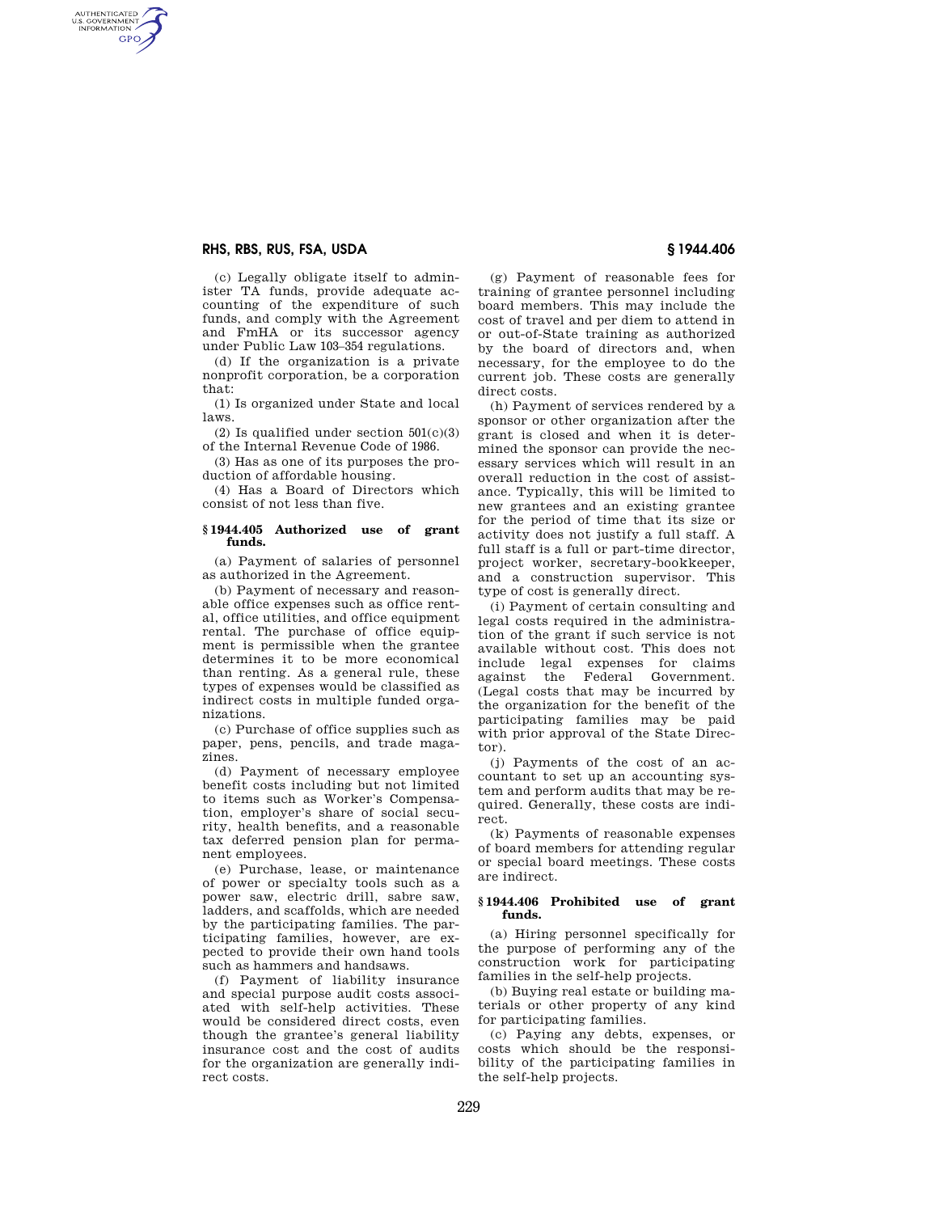(c) Legally obligate itself to administer TA funds, provide adequate accounting of the expenditure of such funds, and comply with the Agreement and FmHA or its successor agency under Public Law 103–354 regulations.

(d) If the organization is a private nonprofit corporation, be a corporation that:

(1) Is organized under State and local laws.

(2) Is qualified under section 501(c)(3) of the Internal Revenue Code of 1986.

(3) Has as one of its purposes the production of affordable housing.

(4) Has a Board of Directors which consist of not less than five.

### § 1944.405 Authorized use of grant funds.

(a) Payment of salaries of personnel as authorized in the Agreement.

(b) Payment of necessary and reasonable office expenses such as office rental, office utilities, and office equipment rental. The purchase of office equipment is permissible when the grantee determines it to be more economical than renting. As a general rule, these types of expenses would be classified as indirect costs in multiple funded organizations.

(c) Purchase of office supplies such as paper, pens, pencils, and trade magazines.

(d) Payment of necessary employee benefit costs including but not limited to items such as Worker's Compensation, employer's share of social security, health benefits, and a reasonable tax deferred pension plan for permanent employees.

(e) Purchase, lease, or maintenance of power or specialty tools such as a power saw, electric drill, sabre saw, ladders, and scaffolds, which are needed by the participating families. The participating families, however, are expected to provide their own hand tools such as hammers and handsaws.

(f) Payment of liability insurance and special purpose audit costs associated with self-help activities. These would be considered direct costs, even though the grantee's general liability insurance cost and the cost of audits for the organization are generally indirect costs.

(g) Payment of reasonable fees for training of grantee personnel including board members. This may include the cost of travel and per diem to attend in or out-of-State training as authorized by the board of directors and, when necessary, for the employee to do the current job. These costs are generally direct costs.

(h) Payment of services rendered by a sponsor or other organization after the grant is closed and when it is determined the sponsor can provide the necessary services which will result in an overall reduction in the cost of assistance. Typically, this will be limited to new grantees and an existing grantee for the period of time that its size or activity does not justify a full staff. A full staff is a full or part-time director, project worker, secretary-bookkeeper, and a construction supervisor. This type of cost is generally direct.

(i) Payment of certain consulting and legal costs required in the administration of the grant if such service is not available without cost. This does not include legal expenses for claims against the Federal Government. (Legal costs that may be incurred by the organization for the benefit of the participating families may be paid with prior approval of the State Director).

(j) Payments of the cost of an accountant to set up an accounting system and perform audits that may be required. Generally, these costs are indirect.

(k) Payments of reasonable expenses of board members for attending regular or special board meetings. These costs are indirect.

### § 1944.406 Prohibited use of grant funds.

(a) Hiring personnel specifically for the purpose of performing any of the construction work for participating families in the self-help projects.

(b) Buying real estate or building materials or other property of any kind for participating families.

(c) Paying any debts, expenses, or costs which should be the responsibility of the participating families in the self-help projects.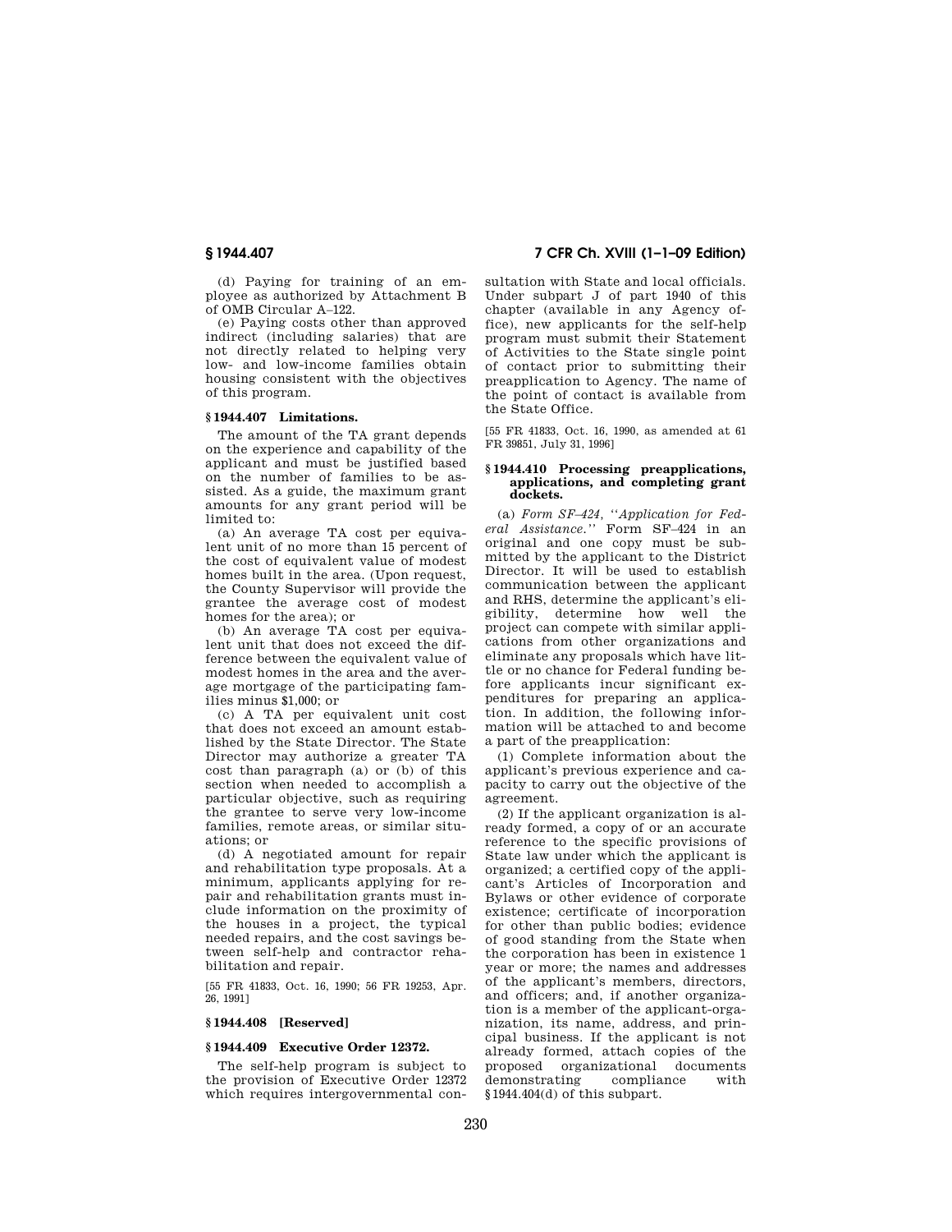(d) Paying for training of an employee as authorized by Attachment B of OMB Circular A–122.

(e) Paying costs other than approved indirect (including salaries) that are not directly related to helping very low- and low-income families obtain housing consistent with the objectives of this program.

### § 1944.407 Limitations.

The amount of the TA grant depends on the experience and capability of the applicant and must be justified based on the number of families to be assisted. As a guide, the maximum grant amounts for any grant period will be limited to:

(a) An average TA cost per equivalent unit of no more than 15 percent of the cost of equivalent value of modest homes built in the area. (Upon request, the County Supervisor will provide the grantee the average cost of modest homes for the area); or

(b) An average TA cost per equivalent unit that does not exceed the difference between the equivalent value of modest homes in the area and the average mortgage of the participating families minus $1,000; or

(c) A TA per equivalent unit cost that does not exceed an amount established by the State Director. The State Director may authorize a greater TA cost than paragraph (a) or (b) of this section when needed to accomplish a particular objective, such as requiring the grantee to serve very low-income families, remote areas, or similar situations; or

(d) A negotiated amount for repair and rehabilitation type proposals. At a minimum, applicants applying for repair and rehabilitation grants must include information on the proximity of the houses in a project, the typical needed repairs, and the cost savings between self-help and contractor rehabilitation and repair.

[55 FR 41833, Oct. 16, 1990; 56 FR 19253, Apr. 26, 1991]

### § 1944.408 [Reserved]

### § 1944.409 Executive Order 12372.

The self-help program is subject to the provision of Executive Order 12372 which requires intergovernmental consultation with State and local officials. Under subpart J of part 1940 of this chapter (available in any Agency office), new applicants for the self-help program must submit their Statement of Activities to the State single point of contact prior to submitting their preapplication to Agency. The name of the point of contact is available from the State Office.

[55 FR 41833, Oct. 16, 1990, as amended at 61 FR 39851, July 31, 1996]

### § 1944.410 Processing preapplications, applications, and completing grant dockets.

(a) *Form SF–424, ''Application for Federal Assistance.''* Form SF–424 in an original and one copy must be submitted by the applicant to the District Director. It will be used to establish communication between the applicant and RHS, determine the applicant's eligibility, determine how well the project can compete with similar applications from other organizations and eliminate any proposals which have little or no chance for Federal funding before applicants incur significant expenditures for preparing an application. In addition, the following information will be attached to and become a part of the preapplication:

(1) Complete information about the applicant's previous experience and capacity to carry out the objective of the agreement.

(2) If the applicant organization is already formed, a copy of or an accurate reference to the specific provisions of State law under which the applicant is organized; a certified copy of the applicant's Articles of Incorporation and Bylaws or other evidence of corporate existence; certificate of incorporation for other than public bodies; evidence of good standing from the State when the corporation has been in existence 1 year or more; the names and addresses of the applicant's members, directors, and officers; and, if another organization is a member of the applicant-organization, its name, address, and principal business. If the applicant is not already formed, attach copies of the proposed organizational documents demonstrating compliance with § 1944.404(d) of this subpart.